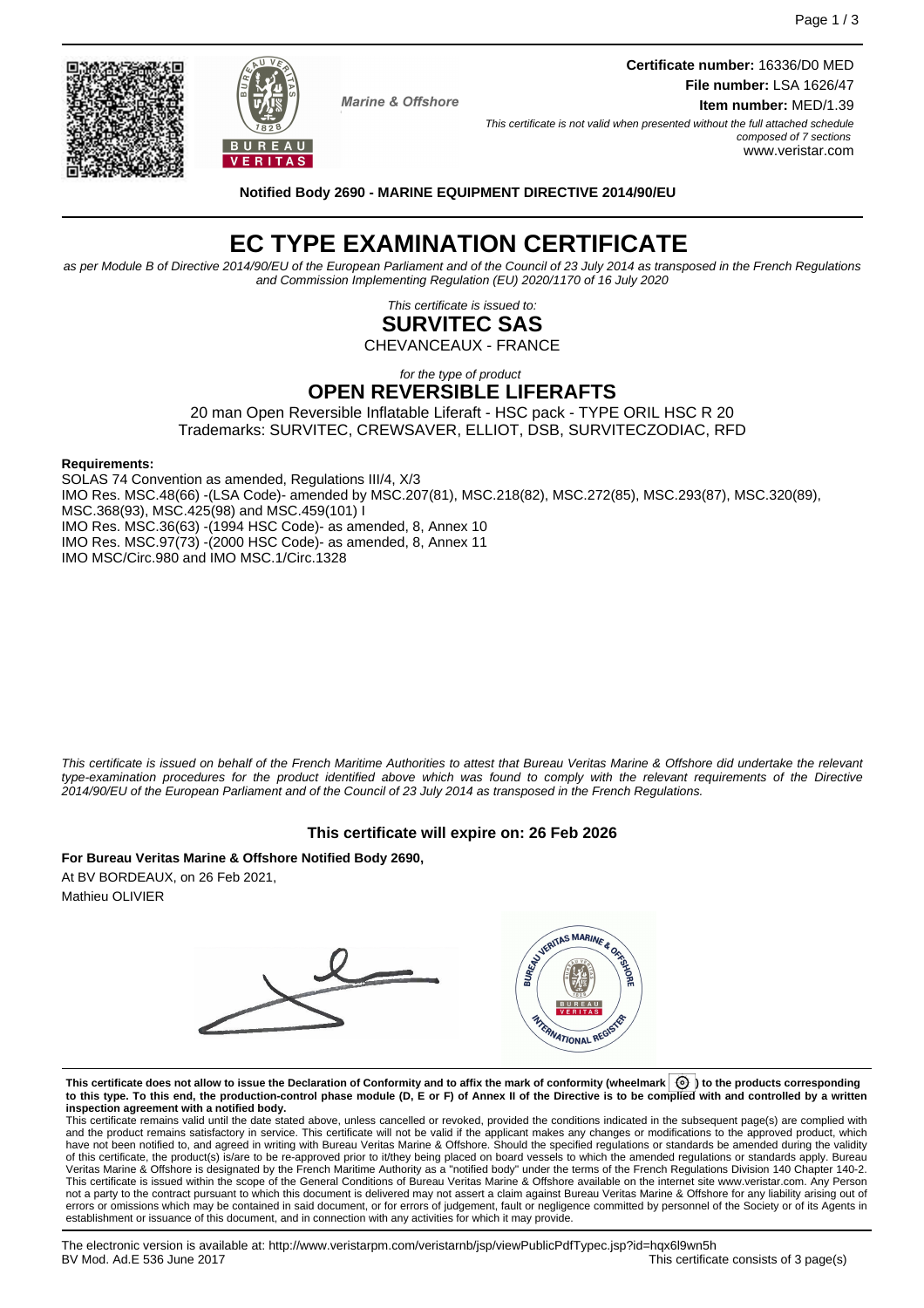**Certificate number:** 16336/D0 MED
**File number:** LSA 1626/47
**Item number:** MED/1.39

*This certificate is not valid when presented without the full attached schedule composed of 7 sections*
www.veristar.com

Marine & Offshore

**Notified Body 2690 - MARINE EQUIPMENT DIRECTIVE 2014/90/EU**

# EC TYPE EXAMINATION CERTIFICATE

*as per Module B of Directive 2014/90/EU of the European Parliament and of the Council of 23 July 2014 as transposed in the French Regulations and Commission Implementing Regulation (EU) 2020/1170 of 16 July 2020*

*This certificate is issued to:*

## SURVITEC SAS

CHEVANCEAUX - FRANCE

*for the type of product*

## OPEN REVERSIBLE LIFERAFTS

20 man Open Reversible Inflatable Liferaft - HSC pack - TYPE ORIL HSC R 20
Trademarks: SURVITEC, CREWSAVER, ELLIOT, DSB, SURVITECZODIAC, RFD

**Requirements:**

SOLAS 74 Convention as amended, Regulations III/4, X/3
IMO Res. MSC.48(66) -(LSA Code)- amended by MSC.207(81), MSC.218(82), MSC.272(85), MSC.293(87), MSC.320(89), MSC.368(93), MSC.425(98) and MSC.459(101) I
IMO Res. MSC.36(63) -(1994 HSC Code)- as amended, 8, Annex 10
IMO Res. MSC.97(73) -(2000 HSC Code)- as amended, 8, Annex 11
IMO MSC/Circ.980 and IMO MSC.1/Circ.1328

*This certificate is issued on behalf of the French Maritime Authorities to attest that Bureau Veritas Marine & Offshore did undertake the relevant type-examination procedures for the product identified above which was found to comply with the relevant requirements of the Directive 2014/90/EU of the European Parliament and of the Council of 23 July 2014 as transposed in the French Regulations.*

**This certificate will expire on: 26 Feb 2026**

**For Bureau Veritas Marine & Offshore Notified Body 2690,**
At BV BORDEAUX, on 26 Feb 2021,
Mathieu OLIVIER

**This certificate does not allow to issue the Declaration of Conformity and to affix the mark of conformity (wheelmark) to the products corresponding to this type. To this end, the production-control phase module (D, E or F) of Annex II of the Directive is to be complied with and controlled by a written inspection agreement with a notified body.**

This certificate remains valid until the date stated above, unless cancelled or revoked, provided the conditions indicated in the subsequent page(s) are complied with and the product remains satisfactory in service. This certificate will not be valid if the applicant makes any changes or modifications to the approved product, which have not been notified to, and agreed in writing with Bureau Veritas Marine & Offshore. Should the specified regulations or standards be amended during the validity of this certificate, the product(s) is/are to be re-approved prior to it/they being placed on board vessels to which the amended regulations or standards apply. Bureau Veritas Marine & Offshore is designated by the French Maritime Authority as a "notified body" under the terms of the French Regulations Division 140 Chapter 140-2. This certificate is issued within the scope of the General Conditions of Bureau Veritas Marine & Offshore available on the internet site www.veristar.com. Any Person not a party to the contract pursuant to which this document is delivered may not assert a claim against Bureau Veritas Marine & Offshore for any liability arising out of errors or omissions which may be contained in said document, or for errors of judgement, fault or negligence committed by personnel of the Society or of its Agents in establishment or issuance of this document, and in connection with any activities for which it may provide.

The electronic version is available at: http://www.veristarpm.com/veristarnb/jsp/viewPublicPdfTypec.jsp?id=hqx6l9wn5h
BV Mod. Ad.E 536 June 2017
This certificate consists of 3 page(s)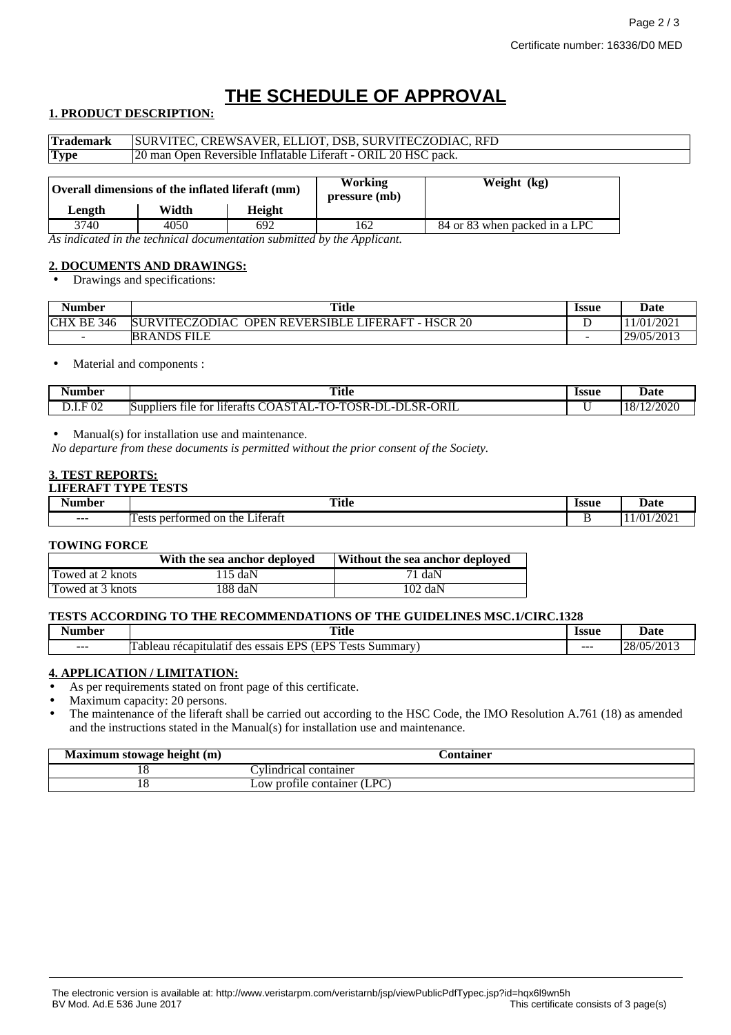# THE SCHEDULE OF APPROVAL

## 1. PRODUCT DESCRIPTION:

| **Trademark** | SURVITEC, CREWSAVER, ELLIOT, DSB, SURVITECZODIAC, RFD |
|---|---|
| **Type** | 20 man Open Reversible Inflatable Liferaft - ORIL 20 HSC pack. |

| Overall dimensions of the inflated liferaft (mm) | | | Working pressure (mb) | Weight (kg) |
|---|---|---|---|---|
| Length | Width | Height | | |
| 3740 | 4050 | 692 | 162 | 84 or 83 when packed in a LPC |

*As indicated in the technical documentation submitted by the Applicant.*

## 2. DOCUMENTS AND DRAWINGS:

- Drawings and specifications:

| Number | Title | Issue | Date |
|---|---|---|---|
| CHX BE 346 | SURVITECZODIAC OPEN REVERSIBLE LIFERAFT - HSCR 20 | D | 11/01/2021 |
| - | BRANDS FILE | - | 29/05/2013 |

- Material and components :

| Number | Title | Issue | Date |
|---|---|---|---|
| D.I.F 02 | Suppliers file for liferafts COASTAL-TO-TOSR-DL-DLSR-ORIL | U | 18/12/2020 |

- Manual(s) for installation use and maintenance.

*No departure from these documents is permitted without the prior consent of the Society.*

## 3. TEST REPORTS:

**LIFERAFT TYPE TESTS**

| Number | Title | Issue | Date |
|---|---|---|---|
| --- | Tests performed on the Liferaft | B | 11/01/2021 |

**TOWING FORCE**

| | With the sea anchor deployed | Without the sea anchor deployed |
|---|---|---|
| Towed at 2 knots | 115 daN | 71 daN |
| Towed at 3 knots | 188 daN | 102 daN |

**TESTS ACCORDING TO THE RECOMMENDATIONS OF THE GUIDELINES MSC.1/CIRC.1328**

| Number | Title | Issue | Date |
|---|---|---|---|
| --- | Tableau récapitulatif des essais EPS (EPS Tests Summary) | --- | 28/05/2013 |

## 4. APPLICATION / LIMITATION:

- As per requirements stated on front page of this certificate.
- Maximum capacity: 20 persons.
- The maintenance of the liferaft shall be carried out according to the HSC Code, the IMO Resolution A.761 (18) as amended and the instructions stated in the Manual(s) for installation use and maintenance.

| Maximum stowage height (m) | Container |
|---|---|
| 18 | Cylindrical container |
| 18 | Low profile container (LPC) |

The electronic version is available at: http://www.veristarpm.com/veristarnb/jsp/viewPublicPdfTypec.jsp?id=hqx6l9wn5h
BV Mod. Ad.E 536 June 2017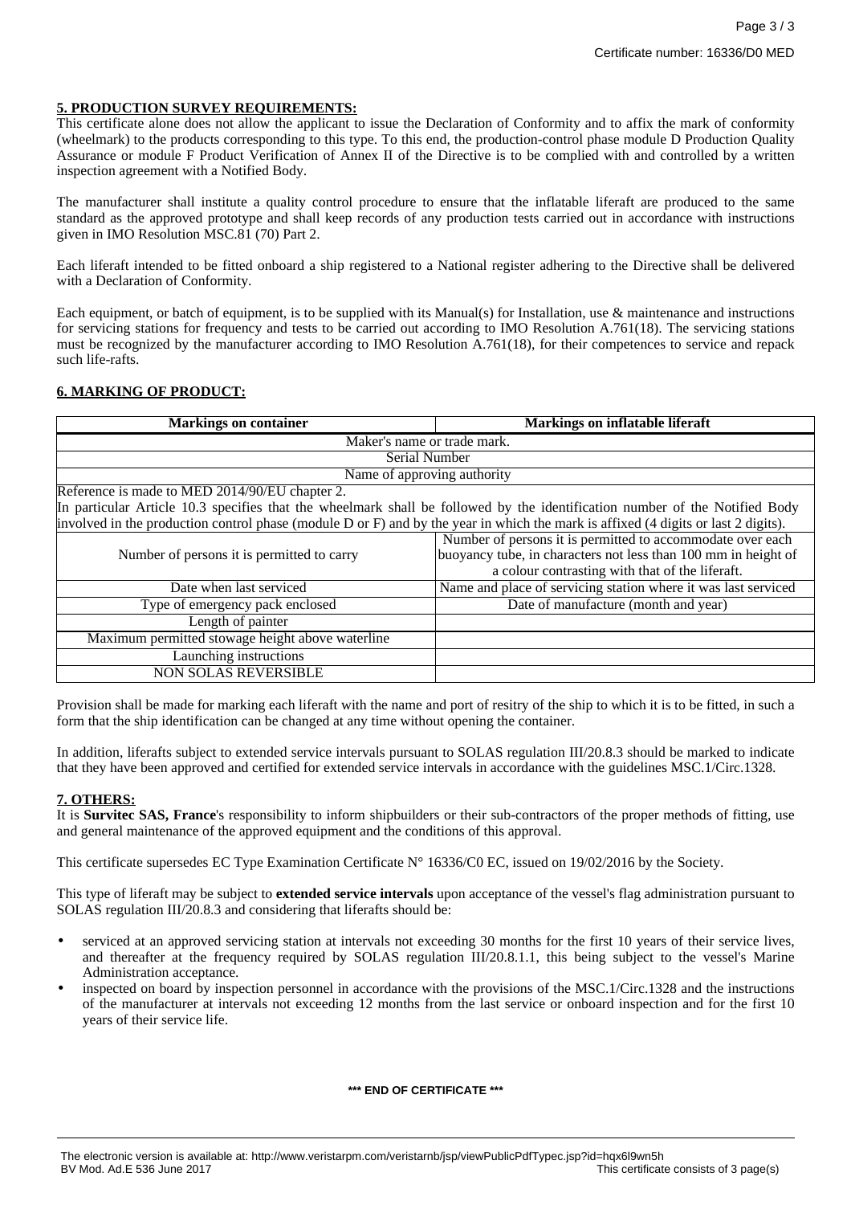## 5. PRODUCTION SURVEY REQUIREMENTS:

This certificate alone does not allow the applicant to issue the Declaration of Conformity and to affix the mark of conformity (wheelmark) to the products corresponding to this type. To this end, the production-control phase module D Production Quality Assurance or module F Product Verification of Annex II of the Directive is to be complied with and controlled by a written inspection agreement with a Notified Body.

The manufacturer shall institute a quality control procedure to ensure that the inflatable liferaft are produced to the same standard as the approved prototype and shall keep records of any production tests carried out in accordance with instructions given in IMO Resolution MSC.81 (70) Part 2.

Each liferaft intended to be fitted onboard a ship registered to a National register adhering to the Directive shall be delivered with a Declaration of Conformity.

Each equipment, or batch of equipment, is to be supplied with its Manual(s) for Installation, use & maintenance and instructions for servicing stations for frequency and tests to be carried out according to IMO Resolution A.761(18). The servicing stations must be recognized by the manufacturer according to IMO Resolution A.761(18), for their competences to service and repack such life-rafts.

## 6. MARKING OF PRODUCT:

| Markings on container | Markings on inflatable liferaft |
|---|---|
| Maker's name or trade mark. | |
| Serial Number | |
| Name of approving authority | |
| Reference is made to MED 2014/90/EU chapter 2. In particular Article 10.3 specifies that the wheelmark shall be followed by the identification number of the Notified Body involved in the production control phase (module D or F) and by the year in which the mark is affixed (4 digits or last 2 digits). | |
| Number of persons it is permitted to carry | Number of persons it is permitted to accommodate over each buoyancy tube, in characters not less than 100 mm in height of a colour contrasting with that of the liferaft. |
| Date when last serviced | Name and place of servicing station where it was last serviced |
| Type of emergency pack enclosed | Date of manufacture (month and year) |
| Length of painter | |
| Maximum permitted stowage height above waterline | |
| Launching instructions | |
| NON SOLAS REVERSIBLE | |

Provision shall be made for marking each liferaft with the name and port of resitry of the ship to which it is to be fitted, in such a form that the ship identification can be changed at any time without opening the container.

In addition, liferafts subject to extended service intervals pursuant to SOLAS regulation III/20.8.3 should be marked to indicate that they have been approved and certified for extended service intervals in accordance with the guidelines MSC.1/Circ.1328.

## 7. OTHERS:

It is **Survitec SAS, France**'s responsibility to inform shipbuilders or their sub-contractors of the proper methods of fitting, use and general maintenance of the approved equipment and the conditions of this approval.

This certificate supersedes EC Type Examination Certificate N° 16336/C0 EC, issued on 19/02/2016 by the Society.

This type of liferaft may be subject to **extended service intervals** upon acceptance of the vessel's flag administration pursuant to SOLAS regulation III/20.8.3 and considering that liferafts should be:

- serviced at an approved servicing station at intervals not exceeding 30 months for the first 10 years of their service lives, and thereafter at the frequency required by SOLAS regulation III/20.8.1.1, this being subject to the vessel's Marine Administration acceptance.
- inspected on board by inspection personnel in accordance with the provisions of the MSC.1/Circ.1328 and the instructions of the manufacturer at intervals not exceeding 12 months from the last service or onboard inspection and for the first 10 years of their service life.

**\*\*\* END OF CERTIFICATE \*\*\***

The electronic version is available at: http://www.veristarpm.com/veristarnb/jsp/viewPublicPdfTypec.jsp?id=hqx6l9wn5h
BV Mod. Ad.E 536 June 2017
This certificate consists of 3 page(s)